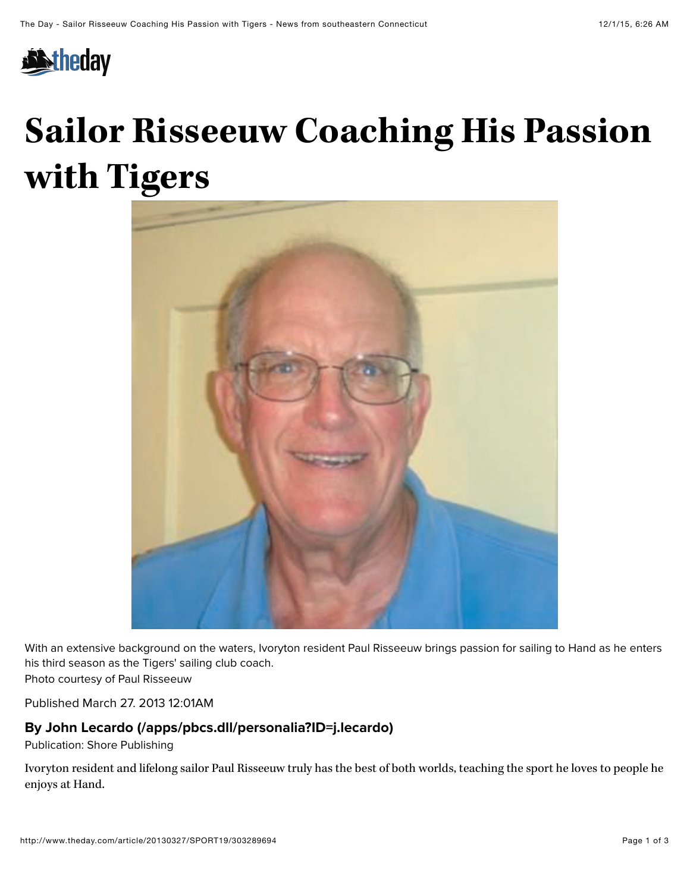# Sailor Risseeuw Coaching His Passion with Tigers

With an extensive background on the waters, Ivoryton resident Paul Risseeuw brings passion for sailing to Hand as he enters his third season as the Tigers' sailing club coach.
Photo courtesy of Paul Risseeuw

Published March 27. 2013 12:01AM

**By John Lecardo (/apps/pbcs.dll/personalia?ID=j.lecardo)**

Publication: Shore Publishing

Ivoryton resident and lifelong sailor Paul Risseeuw truly has the best of both worlds, teaching the sport he loves to people he enjoys at Hand.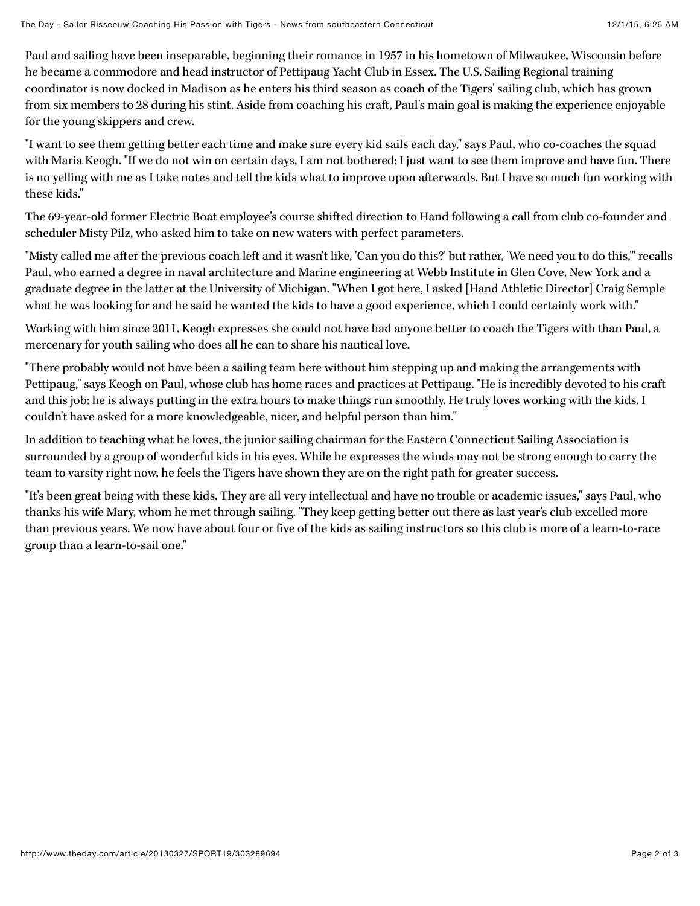Paul and sailing have been inseparable, beginning their romance in 1957 in his hometown of Milwaukee, Wisconsin before he became a commodore and head instructor of Pettipaug Yacht Club in Essex. The U.S. Sailing Regional training coordinator is now docked in Madison as he enters his third season as coach of the Tigers' sailing club, which has grown from six members to 28 during his stint. Aside from coaching his craft, Paul's main goal is making the experience enjoyable for the young skippers and crew.

"I want to see them getting better each time and make sure every kid sails each day," says Paul, who co-coaches the squad with Maria Keogh. "If we do not win on certain days, I am not bothered; I just want to see them improve and have fun. There is no yelling with me as I take notes and tell the kids what to improve upon afterwards. But I have so much fun working with these kids."

The 69-year-old former Electric Boat employee's course shifted direction to Hand following a call from club co-founder and scheduler Misty Pilz, who asked him to take on new waters with perfect parameters.

"Misty called me after the previous coach left and it wasn't like, 'Can you do this?' but rather, 'We need you to do this,'" recalls Paul, who earned a degree in naval architecture and Marine engineering at Webb Institute in Glen Cove, New York and a graduate degree in the latter at the University of Michigan. "When I got here, I asked [Hand Athletic Director] Craig Semple what he was looking for and he said he wanted the kids to have a good experience, which I could certainly work with."

Working with him since 2011, Keogh expresses she could not have had anyone better to coach the Tigers with than Paul, a mercenary for youth sailing who does all he can to share his nautical love.

"There probably would not have been a sailing team here without him stepping up and making the arrangements with Pettipaug," says Keogh on Paul, whose club has home races and practices at Pettipaug. "He is incredibly devoted to his craft and this job; he is always putting in the extra hours to make things run smoothly. He truly loves working with the kids. I couldn't have asked for a more knowledgeable, nicer, and helpful person than him."

In addition to teaching what he loves, the junior sailing chairman for the Eastern Connecticut Sailing Association is surrounded by a group of wonderful kids in his eyes. While he expresses the winds may not be strong enough to carry the team to varsity right now, he feels the Tigers have shown they are on the right path for greater success.

"It's been great being with these kids. They are all very intellectual and have no trouble or academic issues," says Paul, who thanks his wife Mary, whom he met through sailing. "They keep getting better out there as last year's club excelled more than previous years. We now have about four or five of the kids as sailing instructors so this club is more of a learn-to-race group than a learn-to-sail one."